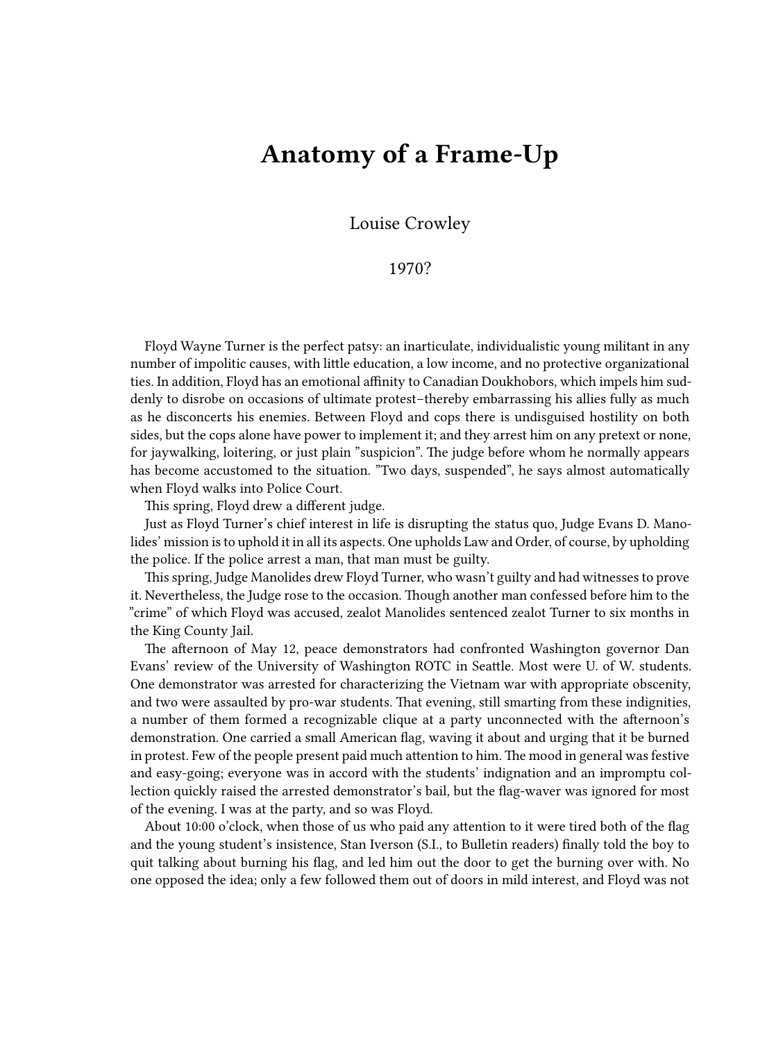# Anatomy of a Frame-Up

Louise Crowley

1970?

Floyd Wayne Turner is the perfect patsy: an inarticulate, individualistic young militant in any number of impolitic causes, with little education, a low income, and no protective organizational ties. In addition, Floyd has an emotional affinity to Canadian Doukhobors, which impels him suddenly to disrobe on occasions of ultimate protest–thereby embarrassing his allies fully as much as he disconcerts his enemies. Between Floyd and cops there is undisguised hostility on both sides, but the cops alone have power to implement it; and they arrest him on any pretext or none, for jaywalking, loitering, or just plain "suspicion". The judge before whom he normally appears has become accustomed to the situation. "Two days, suspended", he says almost automatically when Floyd walks into Police Court.

This spring, Floyd drew a different judge.

Just as Floyd Turner's chief interest in life is disrupting the status quo, Judge Evans D. Manolides' mission is to uphold it in all its aspects. One upholds Law and Order, of course, by upholding the police. If the police arrest a man, that man must be guilty.

This spring, Judge Manolides drew Floyd Turner, who wasn't guilty and had witnesses to prove it. Nevertheless, the Judge rose to the occasion. Though another man confessed before him to the "crime" of which Floyd was accused, zealot Manolides sentenced zealot Turner to six months in the King County Jail.

The afternoon of May 12, peace demonstrators had confronted Washington governor Dan Evans' review of the University of Washington ROTC in Seattle. Most were U. of W. students. One demonstrator was arrested for characterizing the Vietnam war with appropriate obscenity, and two were assaulted by pro-war students. That evening, still smarting from these indignities, a number of them formed a recognizable clique at a party unconnected with the afternoon's demonstration. One carried a small American flag, waving it about and urging that it be burned in protest. Few of the people present paid much attention to him. The mood in general was festive and easy-going; everyone was in accord with the students' indignation and an impromptu collection quickly raised the arrested demonstrator's bail, but the flag-waver was ignored for most of the evening. I was at the party, and so was Floyd.

About 10:00 o'clock, when those of us who paid any attention to it were tired both of the flag and the young student's insistence, Stan Iverson (S.I., to Bulletin readers) finally told the boy to quit talking about burning his flag, and led him out the door to get the burning over with. No one opposed the idea; only a few followed them out of doors in mild interest, and Floyd was not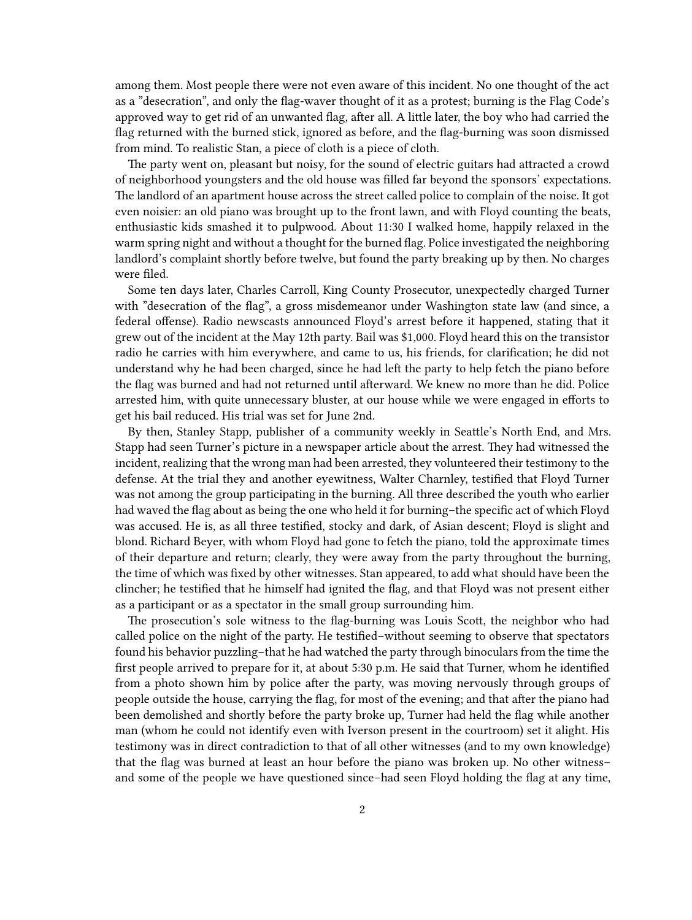among them. Most people there were not even aware of this incident. No one thought of the act as a "desecration", and only the flag-waver thought of it as a protest; burning is the Flag Code's approved way to get rid of an unwanted flag, after all. A little later, the boy who had carried the flag returned with the burned stick, ignored as before, and the flag-burning was soon dismissed from mind. To realistic Stan, a piece of cloth is a piece of cloth.

The party went on, pleasant but noisy, for the sound of electric guitars had attracted a crowd of neighborhood youngsters and the old house was filled far beyond the sponsors' expectations. The landlord of an apartment house across the street called police to complain of the noise. It got even noisier: an old piano was brought up to the front lawn, and with Floyd counting the beats, enthusiastic kids smashed it to pulpwood. About 11:30 I walked home, happily relaxed in the warm spring night and without a thought for the burned flag. Police investigated the neighboring landlord's complaint shortly before twelve, but found the party breaking up by then. No charges were filed.

Some ten days later, Charles Carroll, King County Prosecutor, unexpectedly charged Turner with "desecration of the flag", a gross misdemeanor under Washington state law (and since, a federal offense). Radio newscasts announced Floyd's arrest before it happened, stating that it grew out of the incident at the May 12th party. Bail was $1,000. Floyd heard this on the transistor radio he carries with him everywhere, and came to us, his friends, for clarification; he did not understand why he had been charged, since he had left the party to help fetch the piano before the flag was burned and had not returned until afterward. We knew no more than he did. Police arrested him, with quite unnecessary bluster, at our house while we were engaged in efforts to get his bail reduced. His trial was set for June 2nd.

By then, Stanley Stapp, publisher of a community weekly in Seattle's North End, and Mrs. Stapp had seen Turner's picture in a newspaper article about the arrest. They had witnessed the incident, realizing that the wrong man had been arrested, they volunteered their testimony to the defense. At the trial they and another eyewitness, Walter Charnley, testified that Floyd Turner was not among the group participating in the burning. All three described the youth who earlier had waved the flag about as being the one who held it for burning–the specific act of which Floyd was accused. He is, as all three testified, stocky and dark, of Asian descent; Floyd is slight and blond. Richard Beyer, with whom Floyd had gone to fetch the piano, told the approximate times of their departure and return; clearly, they were away from the party throughout the burning, the time of which was fixed by other witnesses. Stan appeared, to add what should have been the clincher; he testified that he himself had ignited the flag, and that Floyd was not present either as a participant or as a spectator in the small group surrounding him.

The prosecution's sole witness to the flag-burning was Louis Scott, the neighbor who had called police on the night of the party. He testified–without seeming to observe that spectators found his behavior puzzling–that he had watched the party through binoculars from the time the first people arrived to prepare for it, at about 5:30 p.m. He said that Turner, whom he identified from a photo shown him by police after the party, was moving nervously through groups of people outside the house, carrying the flag, for most of the evening; and that after the piano had been demolished and shortly before the party broke up, Turner had held the flag while another man (whom he could not identify even with Iverson present in the courtroom) set it alight. His testimony was in direct contradiction to that of all other witnesses (and to my own knowledge) that the flag was burned at least an hour before the piano was broken up. No other witness–and some of the people we have questioned since–had seen Floyd holding the flag at any time,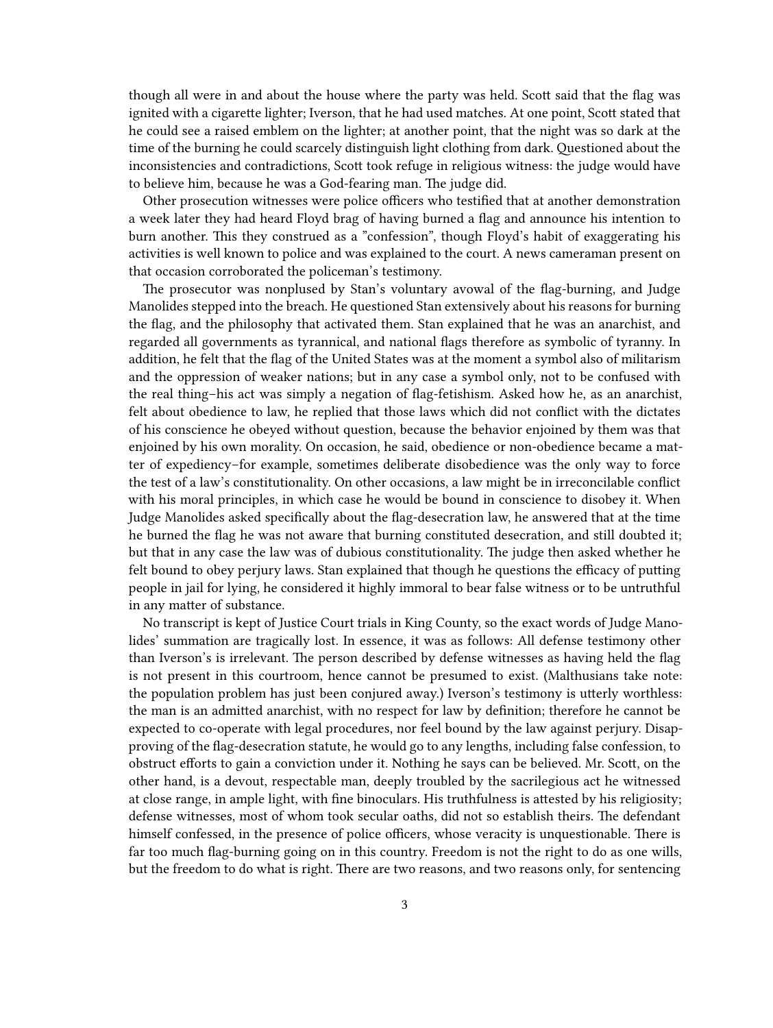though all were in and about the house where the party was held. Scott said that the flag was ignited with a cigarette lighter; Iverson, that he had used matches. At one point, Scott stated that he could see a raised emblem on the lighter; at another point, that the night was so dark at the time of the burning he could scarcely distinguish light clothing from dark. Questioned about the inconsistencies and contradictions, Scott took refuge in religious witness: the judge would have to believe him, because he was a God-fearing man. The judge did.

Other prosecution witnesses were police officers who testified that at another demonstration a week later they had heard Floyd brag of having burned a flag and announce his intention to burn another. This they construed as a "confession", though Floyd's habit of exaggerating his activities is well known to police and was explained to the court. A news cameraman present on that occasion corroborated the policeman's testimony.

The prosecutor was nonplused by Stan's voluntary avowal of the flag-burning, and Judge Manolides stepped into the breach. He questioned Stan extensively about his reasons for burning the flag, and the philosophy that activated them. Stan explained that he was an anarchist, and regarded all governments as tyrannical, and national flags therefore as symbolic of tyranny. In addition, he felt that the flag of the United States was at the moment a symbol also of militarism and the oppression of weaker nations; but in any case a symbol only, not to be confused with the real thing–his act was simply a negation of flag-fetishism. Asked how he, as an anarchist, felt about obedience to law, he replied that those laws which did not conflict with the dictates of his conscience he obeyed without question, because the behavior enjoined by them was that enjoined by his own morality. On occasion, he said, obedience or non-obedience became a matter of expediency–for example, sometimes deliberate disobedience was the only way to force the test of a law's constitutionality. On other occasions, a law might be in irreconcilable conflict with his moral principles, in which case he would be bound in conscience to disobey it. When Judge Manolides asked specifically about the flag-desecration law, he answered that at the time he burned the flag he was not aware that burning constituted desecration, and still doubted it; but that in any case the law was of dubious constitutionality. The judge then asked whether he felt bound to obey perjury laws. Stan explained that though he questions the efficacy of putting people in jail for lying, he considered it highly immoral to bear false witness or to be untruthful in any matter of substance.

No transcript is kept of Justice Court trials in King County, so the exact words of Judge Manolides' summation are tragically lost. In essence, it was as follows: All defense testimony other than Iverson's is irrelevant. The person described by defense witnesses as having held the flag is not present in this courtroom, hence cannot be presumed to exist. (Malthusians take note: the population problem has just been conjured away.) Iverson's testimony is utterly worthless: the man is an admitted anarchist, with no respect for law by definition; therefore he cannot be expected to co-operate with legal procedures, nor feel bound by the law against perjury. Disapproving of the flag-desecration statute, he would go to any lengths, including false confession, to obstruct efforts to gain a conviction under it. Nothing he says can be believed. Mr. Scott, on the other hand, is a devout, respectable man, deeply troubled by the sacrilegious act he witnessed at close range, in ample light, with fine binoculars. His truthfulness is attested by his religiosity; defense witnesses, most of whom took secular oaths, did not so establish theirs. The defendant himself confessed, in the presence of police officers, whose veracity is unquestionable. There is far too much flag-burning going on in this country. Freedom is not the right to do as one wills, but the freedom to do what is right. There are two reasons, and two reasons only, for sentencing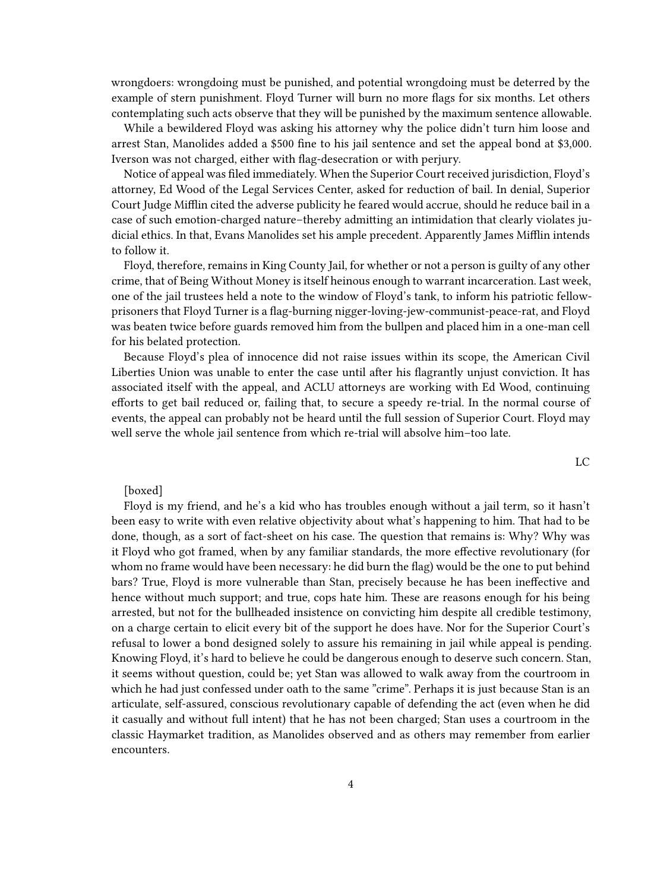wrongdoers: wrongdoing must be punished, and potential wrongdoing must be deterred by the example of stern punishment. Floyd Turner will burn no more flags for six months. Let others contemplating such acts observe that they will be punished by the maximum sentence allowable.

While a bewildered Floyd was asking his attorney why the police didn't turn him loose and arrest Stan, Manolides added a $500 fine to his jail sentence and set the appeal bond at $3,000. Iverson was not charged, either with flag-desecration or with perjury.

Notice of appeal was filed immediately. When the Superior Court received jurisdiction, Floyd's attorney, Ed Wood of the Legal Services Center, asked for reduction of bail. In denial, Superior Court Judge Mifflin cited the adverse publicity he feared would accrue, should he reduce bail in a case of such emotion-charged nature–thereby admitting an intimidation that clearly violates judicial ethics. In that, Evans Manolides set his ample precedent. Apparently James Mifflin intends to follow it.

Floyd, therefore, remains in King County Jail, for whether or not a person is guilty of any other crime, that of Being Without Money is itself heinous enough to warrant incarceration. Last week, one of the jail trustees held a note to the window of Floyd's tank, to inform his patriotic fellow-prisoners that Floyd Turner is a flag-burning nigger-loving-jew-communist-peace-rat, and Floyd was beaten twice before guards removed him from the bullpen and placed him in a one-man cell for his belated protection.

Because Floyd's plea of innocence did not raise issues within its scope, the American Civil Liberties Union was unable to enter the case until after his flagrantly unjust conviction. It has associated itself with the appeal, and ACLU attorneys are working with Ed Wood, continuing efforts to get bail reduced or, failing that, to secure a speedy re-trial. In the normal course of events, the appeal can probably not be heard until the full session of Superior Court. Floyd may well serve the whole jail sentence from which re-trial will absolve him–too late.

LC

[boxed]

Floyd is my friend, and he's a kid who has troubles enough without a jail term, so it hasn't been easy to write with even relative objectivity about what's happening to him. That had to be done, though, as a sort of fact-sheet on his case. The question that remains is: Why? Why was it Floyd who got framed, when by any familiar standards, the more effective revolutionary (for whom no frame would have been necessary: he did burn the flag) would be the one to put behind bars? True, Floyd is more vulnerable than Stan, precisely because he has been ineffective and hence without much support; and true, cops hate him. These are reasons enough for his being arrested, but not for the bullheaded insistence on convicting him despite all credible testimony, on a charge certain to elicit every bit of the support he does have. Nor for the Superior Court's refusal to lower a bond designed solely to assure his remaining in jail while appeal is pending. Knowing Floyd, it's hard to believe he could be dangerous enough to deserve such concern. Stan, it seems without question, could be; yet Stan was allowed to walk away from the courtroom in which he had just confessed under oath to the same "crime". Perhaps it is just because Stan is an articulate, self-assured, conscious revolutionary capable of defending the act (even when he did it casually and without full intent) that he has not been charged; Stan uses a courtroom in the classic Haymarket tradition, as Manolides observed and as others may remember from earlier encounters.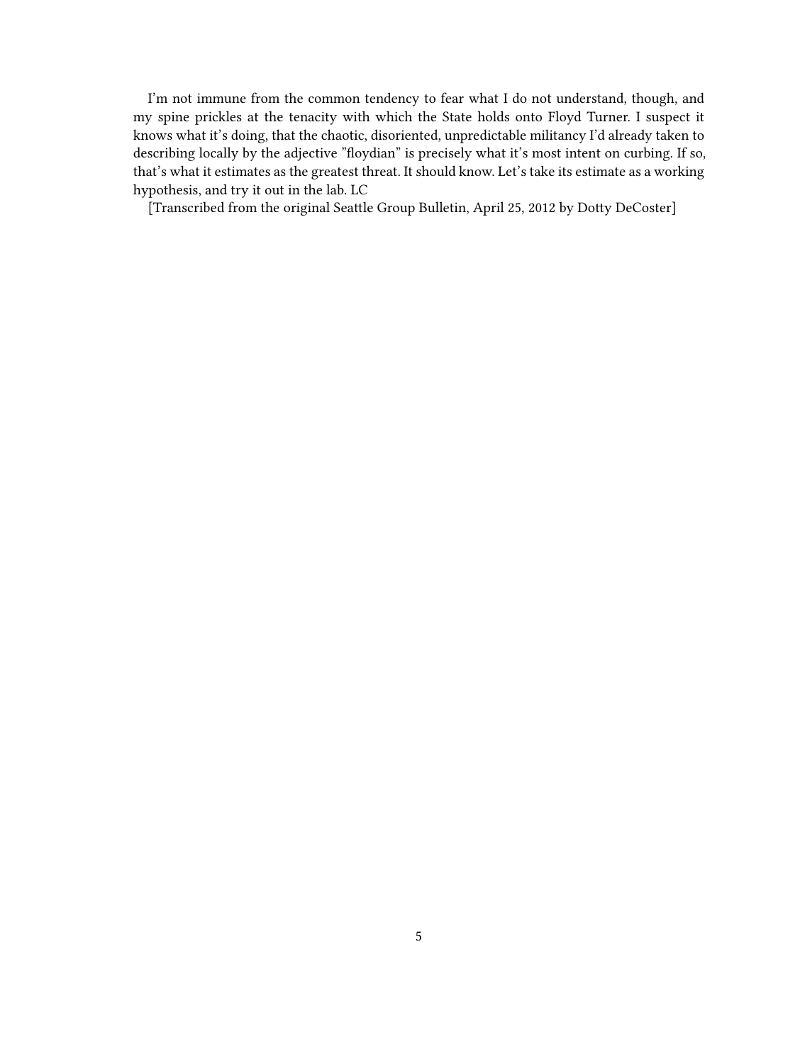I'm not immune from the common tendency to fear what I do not understand, though, and my spine prickles at the tenacity with which the State holds onto Floyd Turner. I suspect it knows what it's doing, that the chaotic, disoriented, unpredictable militancy I'd already taken to describing locally by the adjective "floydian" is precisely what it's most intent on curbing. If so, that's what it estimates as the greatest threat. It should know. Let's take its estimate as a working hypothesis, and try it out in the lab. LC

[Transcribed from the original Seattle Group Bulletin, April 25, 2012 by Dotty DeCoster]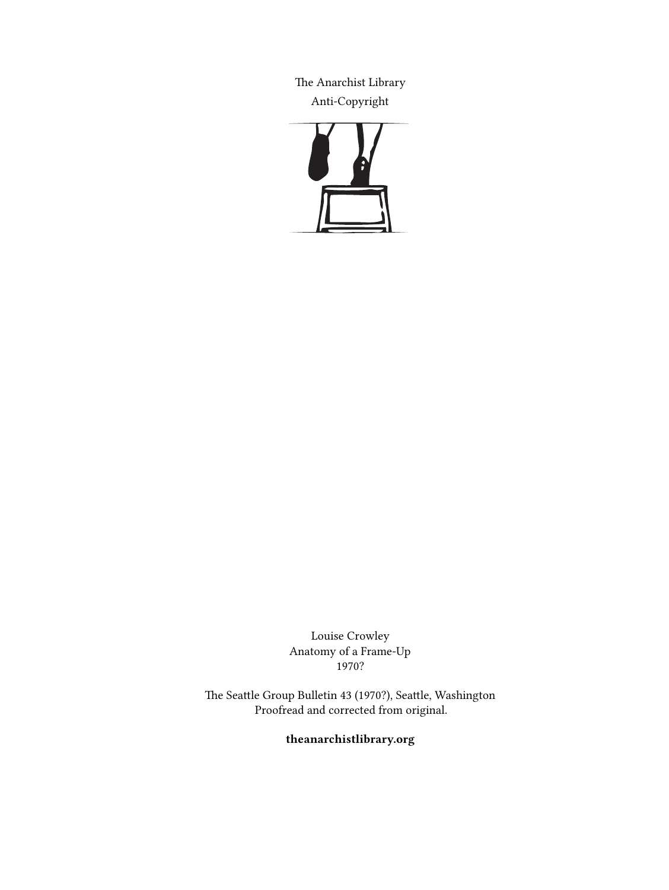The Anarchist Library
Anti-Copyright

Louise Crowley
Anatomy of a Frame-Up
1970?

The Seattle Group Bulletin 43 (1970?), Seattle, Washington
Proofread and corrected from original.

**theanarchistlibrary.org**